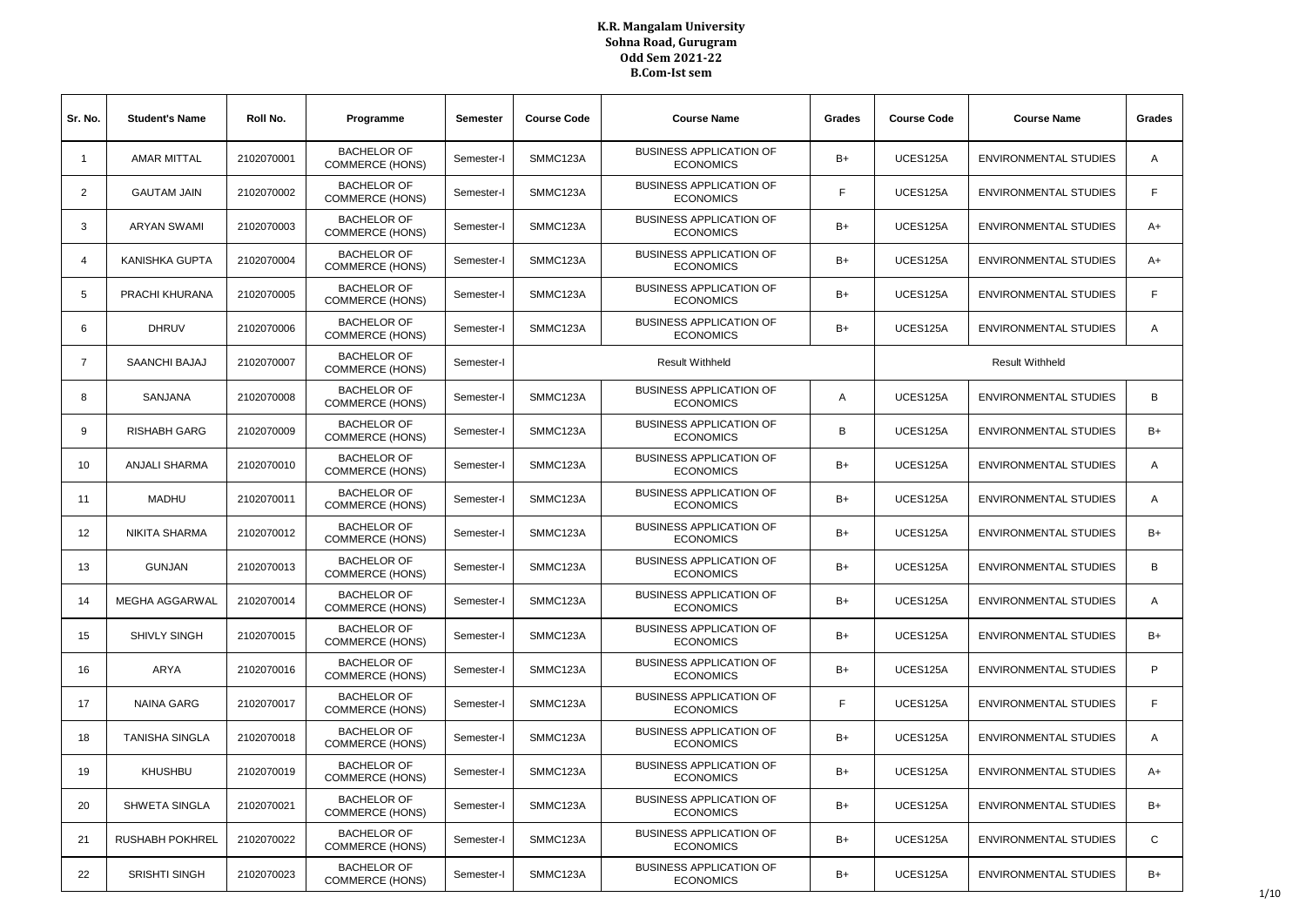# K.R. Mangalam University
## Sohna Road, Gurugram
## Odd Sem 2021-22
## B.Com-Ist sem

| Sr. No. | Student's Name | Roll No. | Programme | Semester | Course Code | Course Name | Grades | Course Code | Course Name | Grades |
|---|---|---|---|---|---|---|---|---|---|---|
| 1 | AMAR MITTAL | 2102070001 | BACHELOR OF COMMERCE (HONS) | Semester-I | SMMC123A | BUSINESS APPLICATION OF ECONOMICS | B+ | UCES125A | ENVIRONMENTAL STUDIES | A |
| 2 | GAUTAM JAIN | 2102070002 | BACHELOR OF COMMERCE (HONS) | Semester-I | SMMC123A | BUSINESS APPLICATION OF ECONOMICS | F | UCES125A | ENVIRONMENTAL STUDIES | F |
| 3 | ARYAN SWAMI | 2102070003 | BACHELOR OF COMMERCE (HONS) | Semester-I | SMMC123A | BUSINESS APPLICATION OF ECONOMICS | B+ | UCES125A | ENVIRONMENTAL STUDIES | A+ |
| 4 | KANISHKA GUPTA | 2102070004 | BACHELOR OF COMMERCE (HONS) | Semester-I | SMMC123A | BUSINESS APPLICATION OF ECONOMICS | B+ | UCES125A | ENVIRONMENTAL STUDIES | A+ |
| 5 | PRACHI KHURANA | 2102070005 | BACHELOR OF COMMERCE (HONS) | Semester-I | SMMC123A | BUSINESS APPLICATION OF ECONOMICS | B+ | UCES125A | ENVIRONMENTAL STUDIES | F |
| 6 | DHRUV | 2102070006 | BACHELOR OF COMMERCE (HONS) | Semester-I | SMMC123A | BUSINESS APPLICATION OF ECONOMICS | B+ | UCES125A | ENVIRONMENTAL STUDIES | A |
| 7 | SAANCHI BAJAJ | 2102070007 | BACHELOR OF COMMERCE (HONS) | Semester-I | Result Withheld | | | Result Withheld | | |
| 8 | SANJANA | 2102070008 | BACHELOR OF COMMERCE (HONS) | Semester-I | SMMC123A | BUSINESS APPLICATION OF ECONOMICS | A | UCES125A | ENVIRONMENTAL STUDIES | B |
| 9 | RISHABH GARG | 2102070009 | BACHELOR OF COMMERCE (HONS) | Semester-I | SMMC123A | BUSINESS APPLICATION OF ECONOMICS | B | UCES125A | ENVIRONMENTAL STUDIES | B+ |
| 10 | ANJALI SHARMA | 2102070010 | BACHELOR OF COMMERCE (HONS) | Semester-I | SMMC123A | BUSINESS APPLICATION OF ECONOMICS | B+ | UCES125A | ENVIRONMENTAL STUDIES | A |
| 11 | MADHU | 2102070011 | BACHELOR OF COMMERCE (HONS) | Semester-I | SMMC123A | BUSINESS APPLICATION OF ECONOMICS | B+ | UCES125A | ENVIRONMENTAL STUDIES | A |
| 12 | NIKITA SHARMA | 2102070012 | BACHELOR OF COMMERCE (HONS) | Semester-I | SMMC123A | BUSINESS APPLICATION OF ECONOMICS | B+ | UCES125A | ENVIRONMENTAL STUDIES | B+ |
| 13 | GUNJAN | 2102070013 | BACHELOR OF COMMERCE (HONS) | Semester-I | SMMC123A | BUSINESS APPLICATION OF ECONOMICS | B+ | UCES125A | ENVIRONMENTAL STUDIES | B |
| 14 | MEGHA AGGARWAL | 2102070014 | BACHELOR OF COMMERCE (HONS) | Semester-I | SMMC123A | BUSINESS APPLICATION OF ECONOMICS | B+ | UCES125A | ENVIRONMENTAL STUDIES | A |
| 15 | SHIVLY SINGH | 2102070015 | BACHELOR OF COMMERCE (HONS) | Semester-I | SMMC123A | BUSINESS APPLICATION OF ECONOMICS | B+ | UCES125A | ENVIRONMENTAL STUDIES | B+ |
| 16 | ARYA | 2102070016 | BACHELOR OF COMMERCE (HONS) | Semester-I | SMMC123A | BUSINESS APPLICATION OF ECONOMICS | B+ | UCES125A | ENVIRONMENTAL STUDIES | P |
| 17 | NAINA GARG | 2102070017 | BACHELOR OF COMMERCE (HONS) | Semester-I | SMMC123A | BUSINESS APPLICATION OF ECONOMICS | F | UCES125A | ENVIRONMENTAL STUDIES | F |
| 18 | TANISHA SINGLA | 2102070018 | BACHELOR OF COMMERCE (HONS) | Semester-I | SMMC123A | BUSINESS APPLICATION OF ECONOMICS | B+ | UCES125A | ENVIRONMENTAL STUDIES | A |
| 19 | KHUSHBU | 2102070019 | BACHELOR OF COMMERCE (HONS) | Semester-I | SMMC123A | BUSINESS APPLICATION OF ECONOMICS | B+ | UCES125A | ENVIRONMENTAL STUDIES | A+ |
| 20 | SHWETA SINGLA | 2102070021 | BACHELOR OF COMMERCE (HONS) | Semester-I | SMMC123A | BUSINESS APPLICATION OF ECONOMICS | B+ | UCES125A | ENVIRONMENTAL STUDIES | B+ |
| 21 | RUSHABH POKHREL | 2102070022 | BACHELOR OF COMMERCE (HONS) | Semester-I | SMMC123A | BUSINESS APPLICATION OF ECONOMICS | B+ | UCES125A | ENVIRONMENTAL STUDIES | C |
| 22 | SRISHTI SINGH | 2102070023 | BACHELOR OF COMMERCE (HONS) | Semester-I | SMMC123A | BUSINESS APPLICATION OF ECONOMICS | B+ | UCES125A | ENVIRONMENTAL STUDIES | B+ |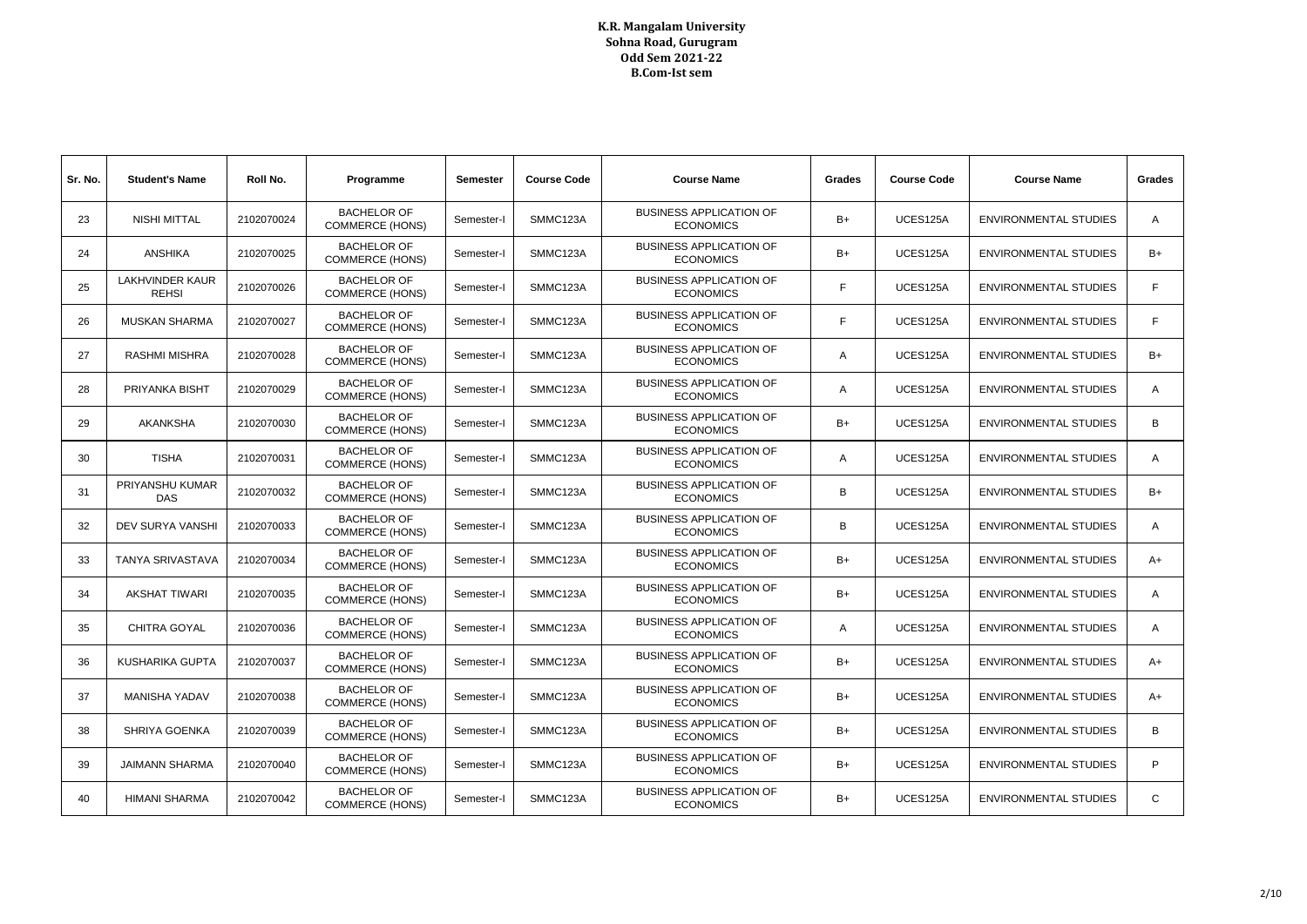**K.R. Mangalam University**
**Sohna Road, Gurugram**
**Odd Sem 2021-22**
**B.Com-Ist sem**

| Sr. No. | Student's Name | Roll No. | Programme | Semester | Course Code | Course Name | Grades | Course Code | Course Name | Grades |
|---|---|---|---|---|---|---|---|---|---|---|
| 23 | NISHI MITTAL | 2102070024 | BACHELOR OF COMMERCE (HONS) | Semester-I | SMMC123A | BUSINESS APPLICATION OF ECONOMICS | B+ | UCES125A | ENVIRONMENTAL STUDIES | A |
| 24 | ANSHIKA | 2102070025 | BACHELOR OF COMMERCE (HONS) | Semester-I | SMMC123A | BUSINESS APPLICATION OF ECONOMICS | B+ | UCES125A | ENVIRONMENTAL STUDIES | B+ |
| 25 | LAKHVINDER KAUR REHSI | 2102070026 | BACHELOR OF COMMERCE (HONS) | Semester-I | SMMC123A | BUSINESS APPLICATION OF ECONOMICS | F | UCES125A | ENVIRONMENTAL STUDIES | F |
| 26 | MUSKAN SHARMA | 2102070027 | BACHELOR OF COMMERCE (HONS) | Semester-I | SMMC123A | BUSINESS APPLICATION OF ECONOMICS | F | UCES125A | ENVIRONMENTAL STUDIES | F |
| 27 | RASHMI MISHRA | 2102070028 | BACHELOR OF COMMERCE (HONS) | Semester-I | SMMC123A | BUSINESS APPLICATION OF ECONOMICS | A | UCES125A | ENVIRONMENTAL STUDIES | B+ |
| 28 | PRIYANKA BISHT | 2102070029 | BACHELOR OF COMMERCE (HONS) | Semester-I | SMMC123A | BUSINESS APPLICATION OF ECONOMICS | A | UCES125A | ENVIRONMENTAL STUDIES | A |
| 29 | AKANKSHA | 2102070030 | BACHELOR OF COMMERCE (HONS) | Semester-I | SMMC123A | BUSINESS APPLICATION OF ECONOMICS | B+ | UCES125A | ENVIRONMENTAL STUDIES | B |
| 30 | TISHA | 2102070031 | BACHELOR OF COMMERCE (HONS) | Semester-I | SMMC123A | BUSINESS APPLICATION OF ECONOMICS | A | UCES125A | ENVIRONMENTAL STUDIES | A |
| 31 | PRIYANSHU KUMAR DAS | 2102070032 | BACHELOR OF COMMERCE (HONS) | Semester-I | SMMC123A | BUSINESS APPLICATION OF ECONOMICS | B | UCES125A | ENVIRONMENTAL STUDIES | B+ |
| 32 | DEV SURYA VANSHI | 2102070033 | BACHELOR OF COMMERCE (HONS) | Semester-I | SMMC123A | BUSINESS APPLICATION OF ECONOMICS | B | UCES125A | ENVIRONMENTAL STUDIES | A |
| 33 | TANYA SRIVASTAVA | 2102070034 | BACHELOR OF COMMERCE (HONS) | Semester-I | SMMC123A | BUSINESS APPLICATION OF ECONOMICS | B+ | UCES125A | ENVIRONMENTAL STUDIES | A+ |
| 34 | AKSHAT TIWARI | 2102070035 | BACHELOR OF COMMERCE (HONS) | Semester-I | SMMC123A | BUSINESS APPLICATION OF ECONOMICS | B+ | UCES125A | ENVIRONMENTAL STUDIES | A |
| 35 | CHITRA GOYAL | 2102070036 | BACHELOR OF COMMERCE (HONS) | Semester-I | SMMC123A | BUSINESS APPLICATION OF ECONOMICS | A | UCES125A | ENVIRONMENTAL STUDIES | A |
| 36 | KUSHARIKA GUPTA | 2102070037 | BACHELOR OF COMMERCE (HONS) | Semester-I | SMMC123A | BUSINESS APPLICATION OF ECONOMICS | B+ | UCES125A | ENVIRONMENTAL STUDIES | A+ |
| 37 | MANISHA YADAV | 2102070038 | BACHELOR OF COMMERCE (HONS) | Semester-I | SMMC123A | BUSINESS APPLICATION OF ECONOMICS | B+ | UCES125A | ENVIRONMENTAL STUDIES | A+ |
| 38 | SHRIYA GOENKA | 2102070039 | BACHELOR OF COMMERCE (HONS) | Semester-I | SMMC123A | BUSINESS APPLICATION OF ECONOMICS | B+ | UCES125A | ENVIRONMENTAL STUDIES | B |
| 39 | JAIMANN SHARMA | 2102070040 | BACHELOR OF COMMERCE (HONS) | Semester-I | SMMC123A | BUSINESS APPLICATION OF ECONOMICS | B+ | UCES125A | ENVIRONMENTAL STUDIES | P |
| 40 | HIMANI SHARMA | 2102070042 | BACHELOR OF COMMERCE (HONS) | Semester-I | SMMC123A | BUSINESS APPLICATION OF ECONOMICS | B+ | UCES125A | ENVIRONMENTAL STUDIES | C |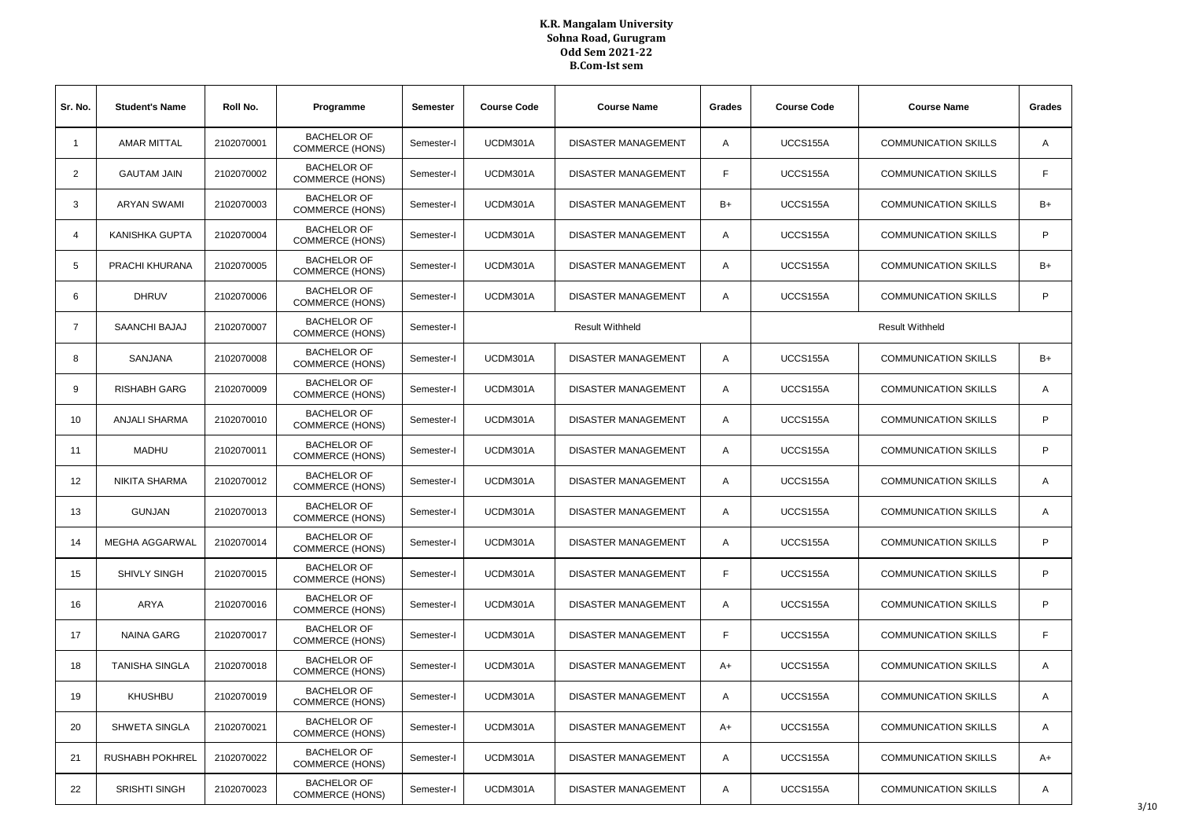**K.R. Mangalam University**
**Sohna Road, Gurugram**
**Odd Sem 2021-22**
**B.Com-Ist sem**

| Sr. No. | Student's Name | Roll No. | Programme | Semester | Course Code | Course Name | Grades | Course Code | Course Name | Grades |
|---|---|---|---|---|---|---|---|---|---|---|
| 1 | AMAR MITTAL | 2102070001 | BACHELOR OF COMMERCE (HONS) | Semester-I | UCDM301A | DISASTER MANAGEMENT | A | UCCS155A | COMMUNICATION SKILLS | A |
| 2 | GAUTAM JAIN | 2102070002 | BACHELOR OF COMMERCE (HONS) | Semester-I | UCDM301A | DISASTER MANAGEMENT | F | UCCS155A | COMMUNICATION SKILLS | F |
| 3 | ARYAN SWAMI | 2102070003 | BACHELOR OF COMMERCE (HONS) | Semester-I | UCDM301A | DISASTER MANAGEMENT | B+ | UCCS155A | COMMUNICATION SKILLS | B+ |
| 4 | KANISHKA GUPTA | 2102070004 | BACHELOR OF COMMERCE (HONS) | Semester-I | UCDM301A | DISASTER MANAGEMENT | A | UCCS155A | COMMUNICATION SKILLS | P |
| 5 | PRACHI KHURANA | 2102070005 | BACHELOR OF COMMERCE (HONS) | Semester-I | UCDM301A | DISASTER MANAGEMENT | A | UCCS155A | COMMUNICATION SKILLS | B+ |
| 6 | DHRUV | 2102070006 | BACHELOR OF COMMERCE (HONS) | Semester-I | UCDM301A | DISASTER MANAGEMENT | A | UCCS155A | COMMUNICATION SKILLS | P |
| 7 | SAANCHI BAJAJ | 2102070007 | BACHELOR OF COMMERCE (HONS) | Semester-I | Result Withheld | | | Result Withheld | | |
| 8 | SANJANA | 2102070008 | BACHELOR OF COMMERCE (HONS) | Semester-I | UCDM301A | DISASTER MANAGEMENT | A | UCCS155A | COMMUNICATION SKILLS | B+ |
| 9 | RISHABH GARG | 2102070009 | BACHELOR OF COMMERCE (HONS) | Semester-I | UCDM301A | DISASTER MANAGEMENT | A | UCCS155A | COMMUNICATION SKILLS | A |
| 10 | ANJALI SHARMA | 2102070010 | BACHELOR OF COMMERCE (HONS) | Semester-I | UCDM301A | DISASTER MANAGEMENT | A | UCCS155A | COMMUNICATION SKILLS | P |
| 11 | MADHU | 2102070011 | BACHELOR OF COMMERCE (HONS) | Semester-I | UCDM301A | DISASTER MANAGEMENT | A | UCCS155A | COMMUNICATION SKILLS | P |
| 12 | NIKITA SHARMA | 2102070012 | BACHELOR OF COMMERCE (HONS) | Semester-I | UCDM301A | DISASTER MANAGEMENT | A | UCCS155A | COMMUNICATION SKILLS | A |
| 13 | GUNJAN | 2102070013 | BACHELOR OF COMMERCE (HONS) | Semester-I | UCDM301A | DISASTER MANAGEMENT | A | UCCS155A | COMMUNICATION SKILLS | A |
| 14 | MEGHA AGGARWAL | 2102070014 | BACHELOR OF COMMERCE (HONS) | Semester-I | UCDM301A | DISASTER MANAGEMENT | A | UCCS155A | COMMUNICATION SKILLS | P |
| 15 | SHIVLY SINGH | 2102070015 | BACHELOR OF COMMERCE (HONS) | Semester-I | UCDM301A | DISASTER MANAGEMENT | F | UCCS155A | COMMUNICATION SKILLS | P |
| 16 | ARYA | 2102070016 | BACHELOR OF COMMERCE (HONS) | Semester-I | UCDM301A | DISASTER MANAGEMENT | A | UCCS155A | COMMUNICATION SKILLS | P |
| 17 | NAINA GARG | 2102070017 | BACHELOR OF COMMERCE (HONS) | Semester-I | UCDM301A | DISASTER MANAGEMENT | F | UCCS155A | COMMUNICATION SKILLS | F |
| 18 | TANISHA SINGLA | 2102070018 | BACHELOR OF COMMERCE (HONS) | Semester-I | UCDM301A | DISASTER MANAGEMENT | A+ | UCCS155A | COMMUNICATION SKILLS | A |
| 19 | KHUSHBU | 2102070019 | BACHELOR OF COMMERCE (HONS) | Semester-I | UCDM301A | DISASTER MANAGEMENT | A | UCCS155A | COMMUNICATION SKILLS | A |
| 20 | SHWETA SINGLA | 2102070021 | BACHELOR OF COMMERCE (HONS) | Semester-I | UCDM301A | DISASTER MANAGEMENT | A+ | UCCS155A | COMMUNICATION SKILLS | A |
| 21 | RUSHABH POKHREL | 2102070022 | BACHELOR OF COMMERCE (HONS) | Semester-I | UCDM301A | DISASTER MANAGEMENT | A | UCCS155A | COMMUNICATION SKILLS | A+ |
| 22 | SRISHTI SINGH | 2102070023 | BACHELOR OF COMMERCE (HONS) | Semester-I | UCDM301A | DISASTER MANAGEMENT | A | UCCS155A | COMMUNICATION SKILLS | A |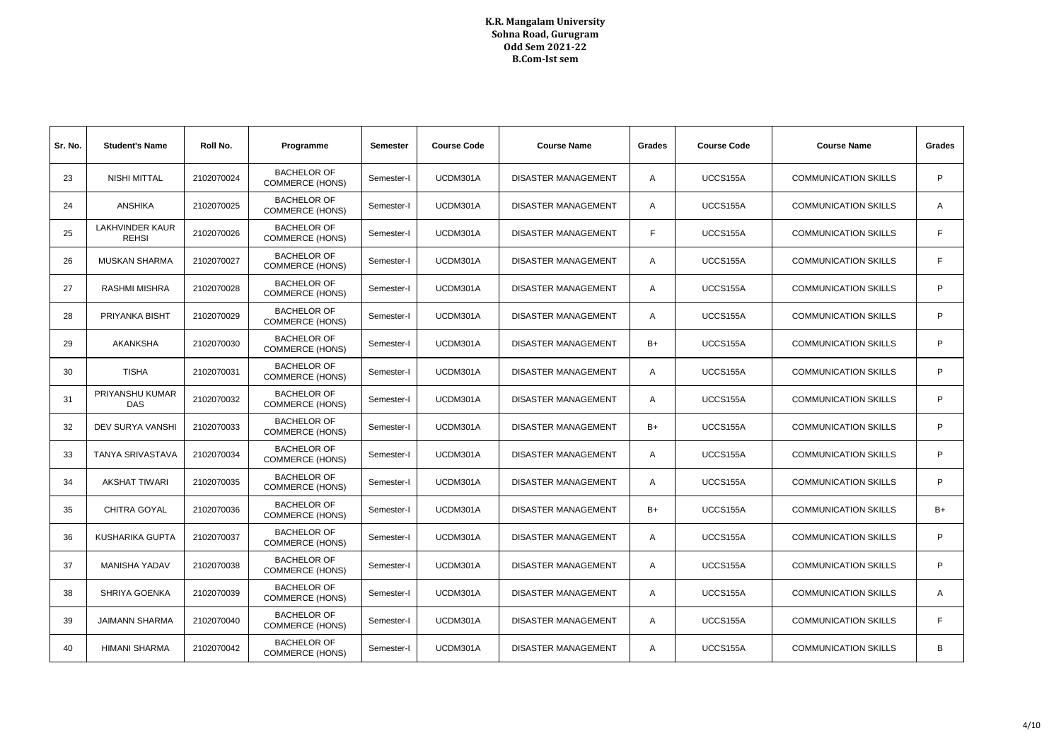**K.R. Mangalam University**
**Sohna Road, Gurugram**
**Odd Sem 2021-22**
**B.Com-Ist sem**

| Sr. No. | Student's Name | Roll No. | Programme | Semester | Course Code | Course Name | Grades | Course Code | Course Name | Grades |
|---|---|---|---|---|---|---|---|---|---|---|
| 23 | NISHI MITTAL | 2102070024 | BACHELOR OF COMMERCE (HONS) | Semester-I | UCDM301A | DISASTER MANAGEMENT | A | UCCS155A | COMMUNICATION SKILLS | P |
| 24 | ANSHIKA | 2102070025 | BACHELOR OF COMMERCE (HONS) | Semester-I | UCDM301A | DISASTER MANAGEMENT | A | UCCS155A | COMMUNICATION SKILLS | A |
| 25 | LAKHVINDER KAUR REHSI | 2102070026 | BACHELOR OF COMMERCE (HONS) | Semester-I | UCDM301A | DISASTER MANAGEMENT | F | UCCS155A | COMMUNICATION SKILLS | F |
| 26 | MUSKAN SHARMA | 2102070027 | BACHELOR OF COMMERCE (HONS) | Semester-I | UCDM301A | DISASTER MANAGEMENT | A | UCCS155A | COMMUNICATION SKILLS | F |
| 27 | RASHMI MISHRA | 2102070028 | BACHELOR OF COMMERCE (HONS) | Semester-I | UCDM301A | DISASTER MANAGEMENT | A | UCCS155A | COMMUNICATION SKILLS | P |
| 28 | PRIYANKA BISHT | 2102070029 | BACHELOR OF COMMERCE (HONS) | Semester-I | UCDM301A | DISASTER MANAGEMENT | A | UCCS155A | COMMUNICATION SKILLS | P |
| 29 | AKANKSHA | 2102070030 | BACHELOR OF COMMERCE (HONS) | Semester-I | UCDM301A | DISASTER MANAGEMENT | B+ | UCCS155A | COMMUNICATION SKILLS | P |
| 30 | TISHA | 2102070031 | BACHELOR OF COMMERCE (HONS) | Semester-I | UCDM301A | DISASTER MANAGEMENT | A | UCCS155A | COMMUNICATION SKILLS | P |
| 31 | PRIYANSHU KUMAR DAS | 2102070032 | BACHELOR OF COMMERCE (HONS) | Semester-I | UCDM301A | DISASTER MANAGEMENT | A | UCCS155A | COMMUNICATION SKILLS | P |
| 32 | DEV SURYA VANSHI | 2102070033 | BACHELOR OF COMMERCE (HONS) | Semester-I | UCDM301A | DISASTER MANAGEMENT | B+ | UCCS155A | COMMUNICATION SKILLS | P |
| 33 | TANYA SRIVASTAVA | 2102070034 | BACHELOR OF COMMERCE (HONS) | Semester-I | UCDM301A | DISASTER MANAGEMENT | A | UCCS155A | COMMUNICATION SKILLS | P |
| 34 | AKSHAT TIWARI | 2102070035 | BACHELOR OF COMMERCE (HONS) | Semester-I | UCDM301A | DISASTER MANAGEMENT | A | UCCS155A | COMMUNICATION SKILLS | P |
| 35 | CHITRA GOYAL | 2102070036 | BACHELOR OF COMMERCE (HONS) | Semester-I | UCDM301A | DISASTER MANAGEMENT | B+ | UCCS155A | COMMUNICATION SKILLS | B+ |
| 36 | KUSHARIKA GUPTA | 2102070037 | BACHELOR OF COMMERCE (HONS) | Semester-I | UCDM301A | DISASTER MANAGEMENT | A | UCCS155A | COMMUNICATION SKILLS | P |
| 37 | MANISHA YADAV | 2102070038 | BACHELOR OF COMMERCE (HONS) | Semester-I | UCDM301A | DISASTER MANAGEMENT | A | UCCS155A | COMMUNICATION SKILLS | P |
| 38 | SHRIYA GOENKA | 2102070039 | BACHELOR OF COMMERCE (HONS) | Semester-I | UCDM301A | DISASTER MANAGEMENT | A | UCCS155A | COMMUNICATION SKILLS | A |
| 39 | JAIMANN SHARMA | 2102070040 | BACHELOR OF COMMERCE (HONS) | Semester-I | UCDM301A | DISASTER MANAGEMENT | A | UCCS155A | COMMUNICATION SKILLS | F |
| 40 | HIMANI SHARMA | 2102070042 | BACHELOR OF COMMERCE (HONS) | Semester-I | UCDM301A | DISASTER MANAGEMENT | A | UCCS155A | COMMUNICATION SKILLS | B |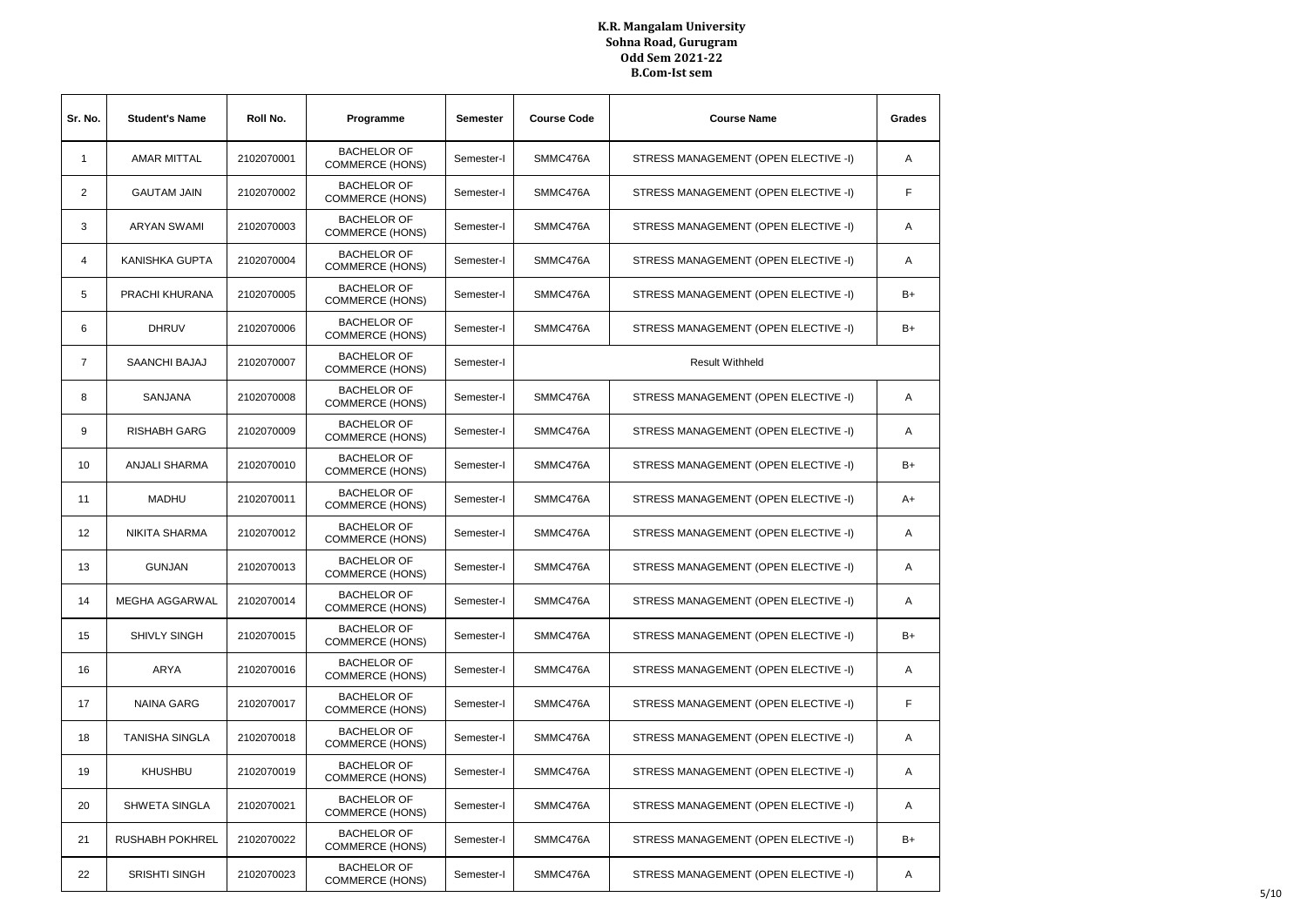# K.R. Mangalam University
## Sohna Road, Gurugram
## Odd Sem 2021-22
## B.Com-Ist sem

| Sr. No. | Student's Name | Roll No. | Programme | Semester | Course Code | Course Name | Grades |
|---|---|---|---|---|---|---|---|
| 1 | AMAR MITTAL | 2102070001 | BACHELOR OF COMMERCE (HONS) | Semester-I | SMMC476A | STRESS MANAGEMENT (OPEN ELECTIVE -I) | A |
| 2 | GAUTAM JAIN | 2102070002 | BACHELOR OF COMMERCE (HONS) | Semester-I | SMMC476A | STRESS MANAGEMENT (OPEN ELECTIVE -I) | F |
| 3 | ARYAN SWAMI | 2102070003 | BACHELOR OF COMMERCE (HONS) | Semester-I | SMMC476A | STRESS MANAGEMENT (OPEN ELECTIVE -I) | A |
| 4 | KANISHKA GUPTA | 2102070004 | BACHELOR OF COMMERCE (HONS) | Semester-I | SMMC476A | STRESS MANAGEMENT (OPEN ELECTIVE -I) | A |
| 5 | PRACHI KHURANA | 2102070005 | BACHELOR OF COMMERCE (HONS) | Semester-I | SMMC476A | STRESS MANAGEMENT (OPEN ELECTIVE -I) | B+ |
| 6 | DHRUV | 2102070006 | BACHELOR OF COMMERCE (HONS) | Semester-I | SMMC476A | STRESS MANAGEMENT (OPEN ELECTIVE -I) | B+ |
| 7 | SAANCHI BAJAJ | 2102070007 | BACHELOR OF COMMERCE (HONS) | Semester-I | Result Withheld | | |
| 8 | SANJANA | 2102070008 | BACHELOR OF COMMERCE (HONS) | Semester-I | SMMC476A | STRESS MANAGEMENT (OPEN ELECTIVE -I) | A |
| 9 | RISHABH GARG | 2102070009 | BACHELOR OF COMMERCE (HONS) | Semester-I | SMMC476A | STRESS MANAGEMENT (OPEN ELECTIVE -I) | A |
| 10 | ANJALI SHARMA | 2102070010 | BACHELOR OF COMMERCE (HONS) | Semester-I | SMMC476A | STRESS MANAGEMENT (OPEN ELECTIVE -I) | B+ |
| 11 | MADHU | 2102070011 | BACHELOR OF COMMERCE (HONS) | Semester-I | SMMC476A | STRESS MANAGEMENT (OPEN ELECTIVE -I) | A+ |
| 12 | NIKITA SHARMA | 2102070012 | BACHELOR OF COMMERCE (HONS) | Semester-I | SMMC476A | STRESS MANAGEMENT (OPEN ELECTIVE -I) | A |
| 13 | GUNJAN | 2102070013 | BACHELOR OF COMMERCE (HONS) | Semester-I | SMMC476A | STRESS MANAGEMENT (OPEN ELECTIVE -I) | A |
| 14 | MEGHA AGGARWAL | 2102070014 | BACHELOR OF COMMERCE (HONS) | Semester-I | SMMC476A | STRESS MANAGEMENT (OPEN ELECTIVE -I) | A |
| 15 | SHIVLY SINGH | 2102070015 | BACHELOR OF COMMERCE (HONS) | Semester-I | SMMC476A | STRESS MANAGEMENT (OPEN ELECTIVE -I) | B+ |
| 16 | ARYA | 2102070016 | BACHELOR OF COMMERCE (HONS) | Semester-I | SMMC476A | STRESS MANAGEMENT (OPEN ELECTIVE -I) | A |
| 17 | NAINA GARG | 2102070017 | BACHELOR OF COMMERCE (HONS) | Semester-I | SMMC476A | STRESS MANAGEMENT (OPEN ELECTIVE -I) | F |
| 18 | TANISHA SINGLA | 2102070018 | BACHELOR OF COMMERCE (HONS) | Semester-I | SMMC476A | STRESS MANAGEMENT (OPEN ELECTIVE -I) | A |
| 19 | KHUSHBU | 2102070019 | BACHELOR OF COMMERCE (HONS) | Semester-I | SMMC476A | STRESS MANAGEMENT (OPEN ELECTIVE -I) | A |
| 20 | SHWETA SINGLA | 2102070021 | BACHELOR OF COMMERCE (HONS) | Semester-I | SMMC476A | STRESS MANAGEMENT (OPEN ELECTIVE -I) | A |
| 21 | RUSHABH POKHREL | 2102070022 | BACHELOR OF COMMERCE (HONS) | Semester-I | SMMC476A | STRESS MANAGEMENT (OPEN ELECTIVE -I) | B+ |
| 22 | SRISHTI SINGH | 2102070023 | BACHELOR OF COMMERCE (HONS) | Semester-I | SMMC476A | STRESS MANAGEMENT (OPEN ELECTIVE -I) | A |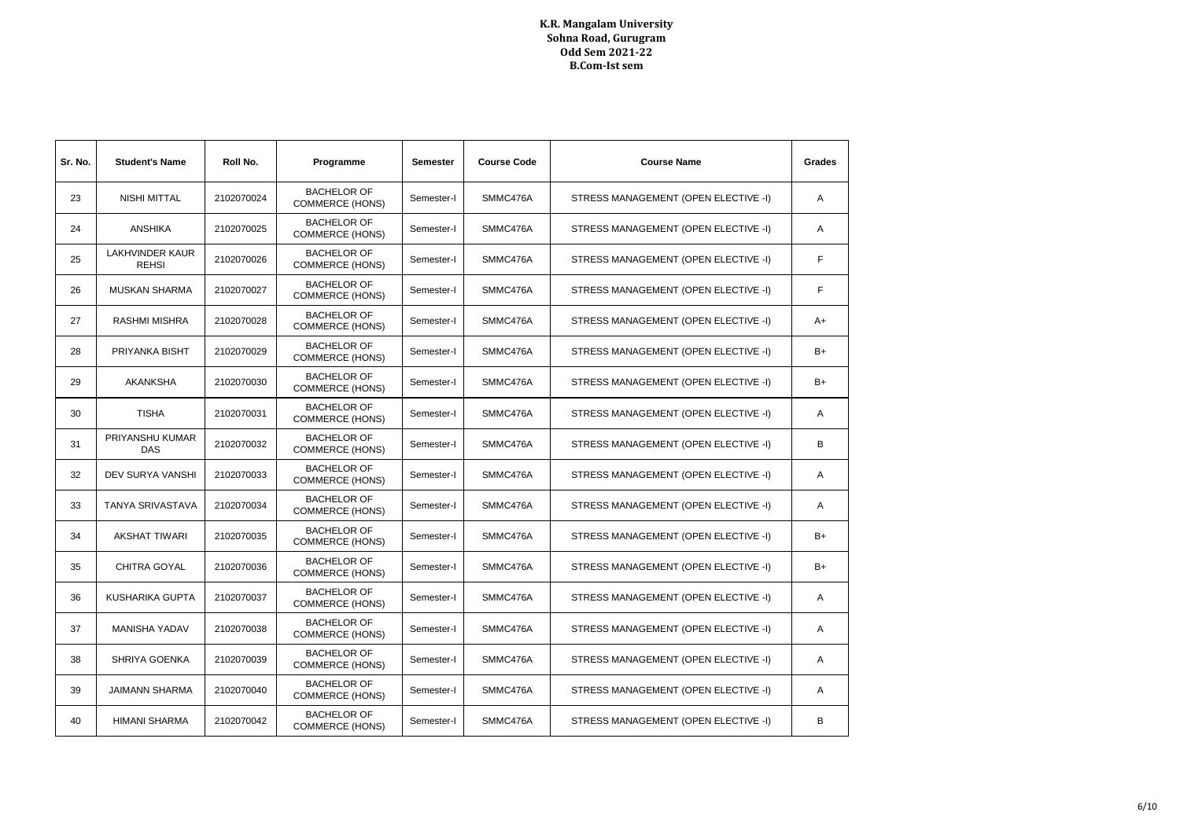**K.R. Mangalam University**
**Sohna Road, Gurugram**
**Odd Sem 2021-22**
**B.Com-Ist sem**

| Sr. No. | Student's Name | Roll No. | Programme | Semester | Course Code | Course Name | Grades |
|---|---|---|---|---|---|---|---|
| 23 | NISHI MITTAL | 2102070024 | BACHELOR OF COMMERCE (HONS) | Semester-I | SMMC476A | STRESS MANAGEMENT (OPEN ELECTIVE -I) | A |
| 24 | ANSHIKA | 2102070025 | BACHELOR OF COMMERCE (HONS) | Semester-I | SMMC476A | STRESS MANAGEMENT (OPEN ELECTIVE -I) | A |
| 25 | LAKHVINDER KAUR REHSI | 2102070026 | BACHELOR OF COMMERCE (HONS) | Semester-I | SMMC476A | STRESS MANAGEMENT (OPEN ELECTIVE -I) | F |
| 26 | MUSKAN SHARMA | 2102070027 | BACHELOR OF COMMERCE (HONS) | Semester-I | SMMC476A | STRESS MANAGEMENT (OPEN ELECTIVE -I) | F |
| 27 | RASHMI MISHRA | 2102070028 | BACHELOR OF COMMERCE (HONS) | Semester-I | SMMC476A | STRESS MANAGEMENT (OPEN ELECTIVE -I) | A+ |
| 28 | PRIYANKA BISHT | 2102070029 | BACHELOR OF COMMERCE (HONS) | Semester-I | SMMC476A | STRESS MANAGEMENT (OPEN ELECTIVE -I) | B+ |
| 29 | AKANKSHA | 2102070030 | BACHELOR OF COMMERCE (HONS) | Semester-I | SMMC476A | STRESS MANAGEMENT (OPEN ELECTIVE -I) | B+ |
| 30 | TISHA | 2102070031 | BACHELOR OF COMMERCE (HONS) | Semester-I | SMMC476A | STRESS MANAGEMENT (OPEN ELECTIVE -I) | A |
| 31 | PRIYANSHU KUMAR DAS | 2102070032 | BACHELOR OF COMMERCE (HONS) | Semester-I | SMMC476A | STRESS MANAGEMENT (OPEN ELECTIVE -I) | B |
| 32 | DEV SURYA VANSHI | 2102070033 | BACHELOR OF COMMERCE (HONS) | Semester-I | SMMC476A | STRESS MANAGEMENT (OPEN ELECTIVE -I) | A |
| 33 | TANYA SRIVASTAVA | 2102070034 | BACHELOR OF COMMERCE (HONS) | Semester-I | SMMC476A | STRESS MANAGEMENT (OPEN ELECTIVE -I) | A |
| 34 | AKSHAT TIWARI | 2102070035 | BACHELOR OF COMMERCE (HONS) | Semester-I | SMMC476A | STRESS MANAGEMENT (OPEN ELECTIVE -I) | B+ |
| 35 | CHITRA GOYAL | 2102070036 | BACHELOR OF COMMERCE (HONS) | Semester-I | SMMC476A | STRESS MANAGEMENT (OPEN ELECTIVE -I) | B+ |
| 36 | KUSHARIKA GUPTA | 2102070037 | BACHELOR OF COMMERCE (HONS) | Semester-I | SMMC476A | STRESS MANAGEMENT (OPEN ELECTIVE -I) | A |
| 37 | MANISHA YADAV | 2102070038 | BACHELOR OF COMMERCE (HONS) | Semester-I | SMMC476A | STRESS MANAGEMENT (OPEN ELECTIVE -I) | A |
| 38 | SHRIYA GOENKA | 2102070039 | BACHELOR OF COMMERCE (HONS) | Semester-I | SMMC476A | STRESS MANAGEMENT (OPEN ELECTIVE -I) | A |
| 39 | JAIMANN SHARMA | 2102070040 | BACHELOR OF COMMERCE (HONS) | Semester-I | SMMC476A | STRESS MANAGEMENT (OPEN ELECTIVE -I) | A |
| 40 | HIMANI SHARMA | 2102070042 | BACHELOR OF COMMERCE (HONS) | Semester-I | SMMC476A | STRESS MANAGEMENT (OPEN ELECTIVE -I) | B |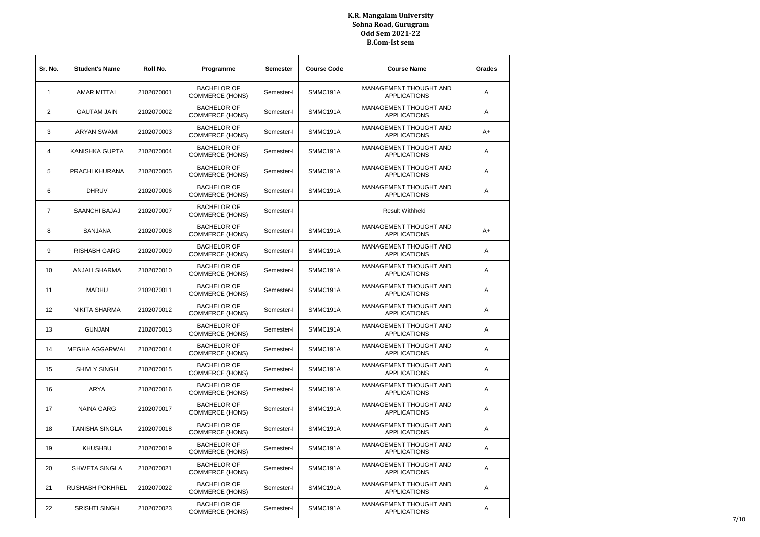**K.R. Mangalam University**
**Sohna Road, Gurugram**
**Odd Sem 2021-22**
**B.Com-Ist sem**

| Sr. No. | Student's Name | Roll No. | Programme | Semester | Course Code | Course Name | Grades |
|---|---|---|---|---|---|---|---|
| 1 | AMAR MITTAL | 2102070001 | BACHELOR OF COMMERCE (HONS) | Semester-I | SMMC191A | MANAGEMENT THOUGHT AND APPLICATIONS | A |
| 2 | GAUTAM JAIN | 2102070002 | BACHELOR OF COMMERCE (HONS) | Semester-I | SMMC191A | MANAGEMENT THOUGHT AND APPLICATIONS | A |
| 3 | ARYAN SWAMI | 2102070003 | BACHELOR OF COMMERCE (HONS) | Semester-I | SMMC191A | MANAGEMENT THOUGHT AND APPLICATIONS | A+ |
| 4 | KANISHKA GUPTA | 2102070004 | BACHELOR OF COMMERCE (HONS) | Semester-I | SMMC191A | MANAGEMENT THOUGHT AND APPLICATIONS | A |
| 5 | PRACHI KHURANA | 2102070005 | BACHELOR OF COMMERCE (HONS) | Semester-I | SMMC191A | MANAGEMENT THOUGHT AND APPLICATIONS | A |
| 6 | DHRUV | 2102070006 | BACHELOR OF COMMERCE (HONS) | Semester-I | SMMC191A | MANAGEMENT THOUGHT AND APPLICATIONS | A |
| 7 | SAANCHI BAJAJ | 2102070007 | BACHELOR OF COMMERCE (HONS) | Semester-I | Result Withheld | | |
| 8 | SANJANA | 2102070008 | BACHELOR OF COMMERCE (HONS) | Semester-I | SMMC191A | MANAGEMENT THOUGHT AND APPLICATIONS | A+ |
| 9 | RISHABH GARG | 2102070009 | BACHELOR OF COMMERCE (HONS) | Semester-I | SMMC191A | MANAGEMENT THOUGHT AND APPLICATIONS | A |
| 10 | ANJALI SHARMA | 2102070010 | BACHELOR OF COMMERCE (HONS) | Semester-I | SMMC191A | MANAGEMENT THOUGHT AND APPLICATIONS | A |
| 11 | MADHU | 2102070011 | BACHELOR OF COMMERCE (HONS) | Semester-I | SMMC191A | MANAGEMENT THOUGHT AND APPLICATIONS | A |
| 12 | NIKITA SHARMA | 2102070012 | BACHELOR OF COMMERCE (HONS) | Semester-I | SMMC191A | MANAGEMENT THOUGHT AND APPLICATIONS | A |
| 13 | GUNJAN | 2102070013 | BACHELOR OF COMMERCE (HONS) | Semester-I | SMMC191A | MANAGEMENT THOUGHT AND APPLICATIONS | A |
| 14 | MEGHA AGGARWAL | 2102070014 | BACHELOR OF COMMERCE (HONS) | Semester-I | SMMC191A | MANAGEMENT THOUGHT AND APPLICATIONS | A |
| 15 | SHIVLY SINGH | 2102070015 | BACHELOR OF COMMERCE (HONS) | Semester-I | SMMC191A | MANAGEMENT THOUGHT AND APPLICATIONS | A |
| 16 | ARYA | 2102070016 | BACHELOR OF COMMERCE (HONS) | Semester-I | SMMC191A | MANAGEMENT THOUGHT AND APPLICATIONS | A |
| 17 | NAINA GARG | 2102070017 | BACHELOR OF COMMERCE (HONS) | Semester-I | SMMC191A | MANAGEMENT THOUGHT AND APPLICATIONS | A |
| 18 | TANISHA SINGLA | 2102070018 | BACHELOR OF COMMERCE (HONS) | Semester-I | SMMC191A | MANAGEMENT THOUGHT AND APPLICATIONS | A |
| 19 | KHUSHBU | 2102070019 | BACHELOR OF COMMERCE (HONS) | Semester-I | SMMC191A | MANAGEMENT THOUGHT AND APPLICATIONS | A |
| 20 | SHWETA SINGLA | 2102070021 | BACHELOR OF COMMERCE (HONS) | Semester-I | SMMC191A | MANAGEMENT THOUGHT AND APPLICATIONS | A |
| 21 | RUSHABH POKHREL | 2102070022 | BACHELOR OF COMMERCE (HONS) | Semester-I | SMMC191A | MANAGEMENT THOUGHT AND APPLICATIONS | A |
| 22 | SRISHTI SINGH | 2102070023 | BACHELOR OF COMMERCE (HONS) | Semester-I | SMMC191A | MANAGEMENT THOUGHT AND APPLICATIONS | A |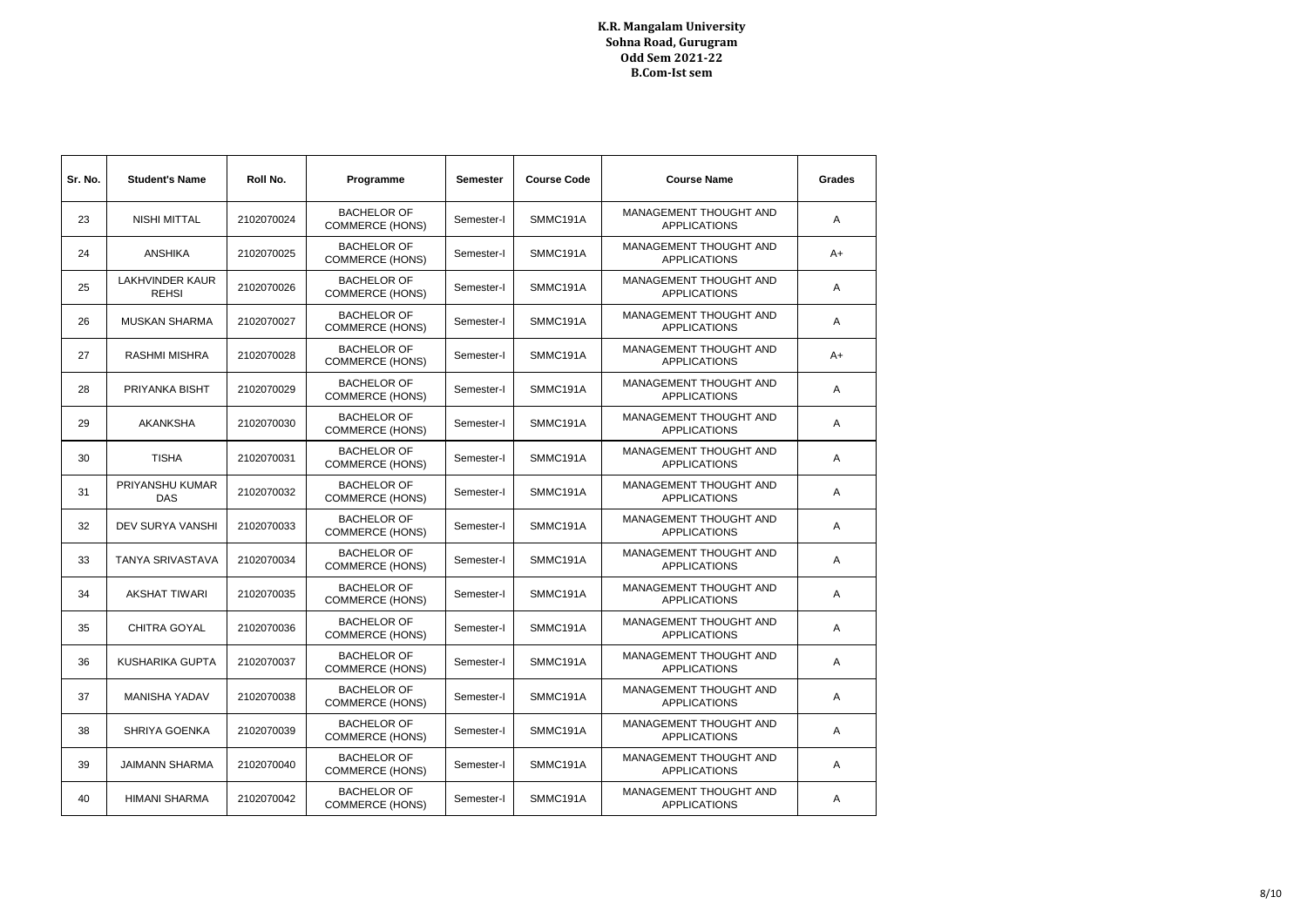**K.R. Mangalam University**
**Sohna Road, Gurugram**
**Odd Sem 2021-22**
**B.Com-Ist sem**

| Sr. No. | Student's Name | Roll No. | Programme | Semester | Course Code | Course Name | Grades |
|---|---|---|---|---|---|---|---|
| 23 | NISHI MITTAL | 2102070024 | BACHELOR OF COMMERCE (HONS) | Semester-I | SMMC191A | MANAGEMENT THOUGHT AND APPLICATIONS | A |
| 24 | ANSHIKA | 2102070025 | BACHELOR OF COMMERCE (HONS) | Semester-I | SMMC191A | MANAGEMENT THOUGHT AND APPLICATIONS | A+ |
| 25 | LAKHVINDER KAUR REHSI | 2102070026 | BACHELOR OF COMMERCE (HONS) | Semester-I | SMMC191A | MANAGEMENT THOUGHT AND APPLICATIONS | A |
| 26 | MUSKAN SHARMA | 2102070027 | BACHELOR OF COMMERCE (HONS) | Semester-I | SMMC191A | MANAGEMENT THOUGHT AND APPLICATIONS | A |
| 27 | RASHMI MISHRA | 2102070028 | BACHELOR OF COMMERCE (HONS) | Semester-I | SMMC191A | MANAGEMENT THOUGHT AND APPLICATIONS | A+ |
| 28 | PRIYANKA BISHT | 2102070029 | BACHELOR OF COMMERCE (HONS) | Semester-I | SMMC191A | MANAGEMENT THOUGHT AND APPLICATIONS | A |
| 29 | AKANKSHA | 2102070030 | BACHELOR OF COMMERCE (HONS) | Semester-I | SMMC191A | MANAGEMENT THOUGHT AND APPLICATIONS | A |
| 30 | TISHA | 2102070031 | BACHELOR OF COMMERCE (HONS) | Semester-I | SMMC191A | MANAGEMENT THOUGHT AND APPLICATIONS | A |
| 31 | PRIYANSHU KUMAR DAS | 2102070032 | BACHELOR OF COMMERCE (HONS) | Semester-I | SMMC191A | MANAGEMENT THOUGHT AND APPLICATIONS | A |
| 32 | DEV SURYA VANSHI | 2102070033 | BACHELOR OF COMMERCE (HONS) | Semester-I | SMMC191A | MANAGEMENT THOUGHT AND APPLICATIONS | A |
| 33 | TANYA SRIVASTAVA | 2102070034 | BACHELOR OF COMMERCE (HONS) | Semester-I | SMMC191A | MANAGEMENT THOUGHT AND APPLICATIONS | A |
| 34 | AKSHAT TIWARI | 2102070035 | BACHELOR OF COMMERCE (HONS) | Semester-I | SMMC191A | MANAGEMENT THOUGHT AND APPLICATIONS | A |
| 35 | CHITRA GOYAL | 2102070036 | BACHELOR OF COMMERCE (HONS) | Semester-I | SMMC191A | MANAGEMENT THOUGHT AND APPLICATIONS | A |
| 36 | KUSHARIKA GUPTA | 2102070037 | BACHELOR OF COMMERCE (HONS) | Semester-I | SMMC191A | MANAGEMENT THOUGHT AND APPLICATIONS | A |
| 37 | MANISHA YADAV | 2102070038 | BACHELOR OF COMMERCE (HONS) | Semester-I | SMMC191A | MANAGEMENT THOUGHT AND APPLICATIONS | A |
| 38 | SHRIYA GOENKA | 2102070039 | BACHELOR OF COMMERCE (HONS) | Semester-I | SMMC191A | MANAGEMENT THOUGHT AND APPLICATIONS | A |
| 39 | JAIMANN SHARMA | 2102070040 | BACHELOR OF COMMERCE (HONS) | Semester-I | SMMC191A | MANAGEMENT THOUGHT AND APPLICATIONS | A |
| 40 | HIMANI SHARMA | 2102070042 | BACHELOR OF COMMERCE (HONS) | Semester-I | SMMC191A | MANAGEMENT THOUGHT AND APPLICATIONS | A |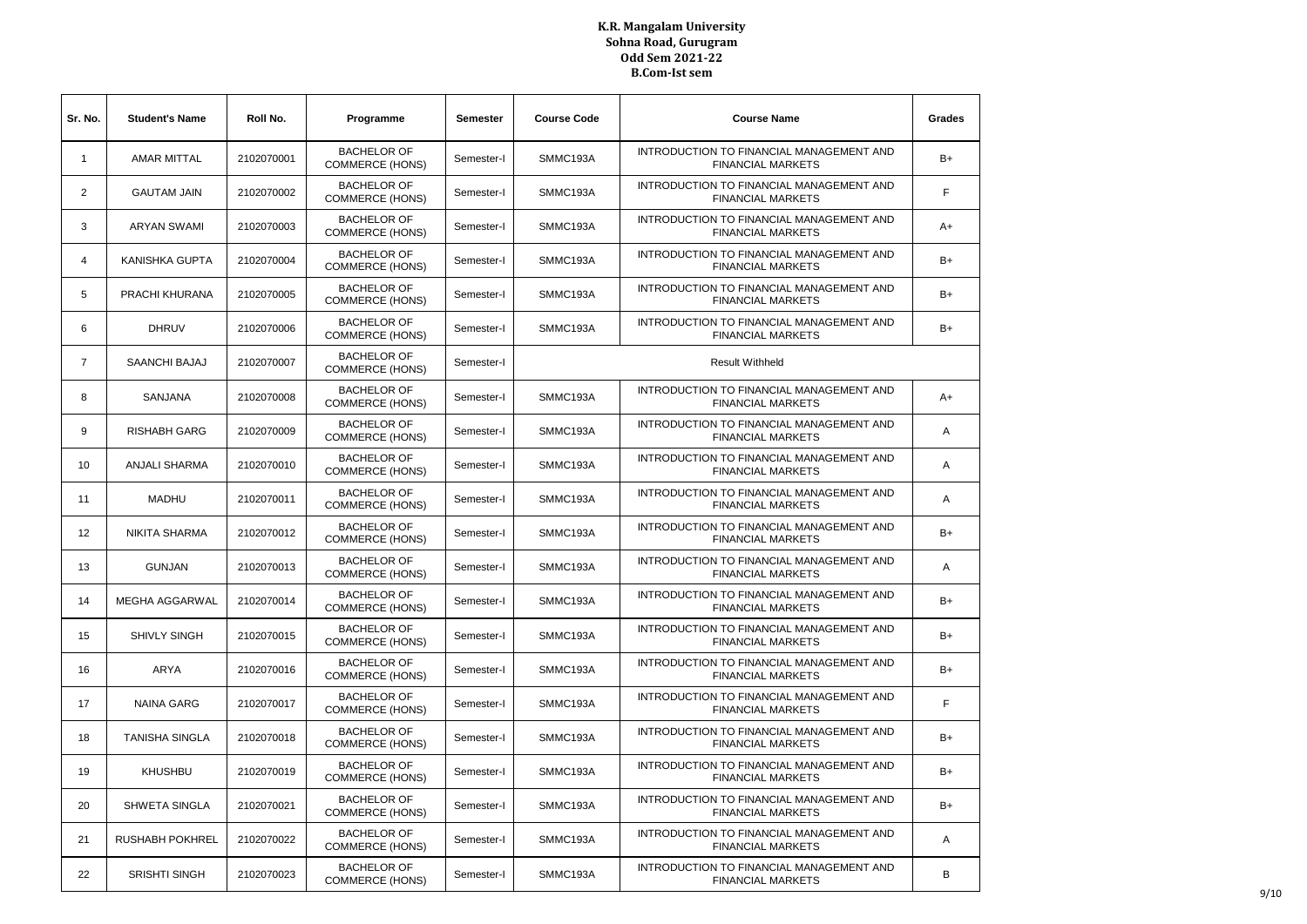**K.R. Mangalam University**
**Sohna Road, Gurugram**
**Odd Sem 2021-22**
**B.Com-Ist sem**

| Sr. No. | Student's Name | Roll No. | Programme | Semester | Course Code | Course Name | Grades |
|---|---|---|---|---|---|---|---|
| 1 | AMAR MITTAL | 2102070001 | BACHELOR OF COMMERCE (HONS) | Semester-I | SMMC193A | INTRODUCTION TO FINANCIAL MANAGEMENT AND FINANCIAL MARKETS | B+ |
| 2 | GAUTAM JAIN | 2102070002 | BACHELOR OF COMMERCE (HONS) | Semester-I | SMMC193A | INTRODUCTION TO FINANCIAL MANAGEMENT AND FINANCIAL MARKETS | F |
| 3 | ARYAN SWAMI | 2102070003 | BACHELOR OF COMMERCE (HONS) | Semester-I | SMMC193A | INTRODUCTION TO FINANCIAL MANAGEMENT AND FINANCIAL MARKETS | A+ |
| 4 | KANISHKA GUPTA | 2102070004 | BACHELOR OF COMMERCE (HONS) | Semester-I | SMMC193A | INTRODUCTION TO FINANCIAL MANAGEMENT AND FINANCIAL MARKETS | B+ |
| 5 | PRACHI KHURANA | 2102070005 | BACHELOR OF COMMERCE (HONS) | Semester-I | SMMC193A | INTRODUCTION TO FINANCIAL MANAGEMENT AND FINANCIAL MARKETS | B+ |
| 6 | DHRUV | 2102070006 | BACHELOR OF COMMERCE (HONS) | Semester-I | SMMC193A | INTRODUCTION TO FINANCIAL MANAGEMENT AND FINANCIAL MARKETS | B+ |
| 7 | SAANCHI BAJAJ | 2102070007 | BACHELOR OF COMMERCE (HONS) | Semester-I | Result Withheld | | |
| 8 | SANJANA | 2102070008 | BACHELOR OF COMMERCE (HONS) | Semester-I | SMMC193A | INTRODUCTION TO FINANCIAL MANAGEMENT AND FINANCIAL MARKETS | A+ |
| 9 | RISHABH GARG | 2102070009 | BACHELOR OF COMMERCE (HONS) | Semester-I | SMMC193A | INTRODUCTION TO FINANCIAL MANAGEMENT AND FINANCIAL MARKETS | A |
| 10 | ANJALI SHARMA | 2102070010 | BACHELOR OF COMMERCE (HONS) | Semester-I | SMMC193A | INTRODUCTION TO FINANCIAL MANAGEMENT AND FINANCIAL MARKETS | A |
| 11 | MADHU | 2102070011 | BACHELOR OF COMMERCE (HONS) | Semester-I | SMMC193A | INTRODUCTION TO FINANCIAL MANAGEMENT AND FINANCIAL MARKETS | A |
| 12 | NIKITA SHARMA | 2102070012 | BACHELOR OF COMMERCE (HONS) | Semester-I | SMMC193A | INTRODUCTION TO FINANCIAL MANAGEMENT AND FINANCIAL MARKETS | B+ |
| 13 | GUNJAN | 2102070013 | BACHELOR OF COMMERCE (HONS) | Semester-I | SMMC193A | INTRODUCTION TO FINANCIAL MANAGEMENT AND FINANCIAL MARKETS | A |
| 14 | MEGHA AGGARWAL | 2102070014 | BACHELOR OF COMMERCE (HONS) | Semester-I | SMMC193A | INTRODUCTION TO FINANCIAL MANAGEMENT AND FINANCIAL MARKETS | B+ |
| 15 | SHIVLY SINGH | 2102070015 | BACHELOR OF COMMERCE (HONS) | Semester-I | SMMC193A | INTRODUCTION TO FINANCIAL MANAGEMENT AND FINANCIAL MARKETS | B+ |
| 16 | ARYA | 2102070016 | BACHELOR OF COMMERCE (HONS) | Semester-I | SMMC193A | INTRODUCTION TO FINANCIAL MANAGEMENT AND FINANCIAL MARKETS | B+ |
| 17 | NAINA GARG | 2102070017 | BACHELOR OF COMMERCE (HONS) | Semester-I | SMMC193A | INTRODUCTION TO FINANCIAL MANAGEMENT AND FINANCIAL MARKETS | F |
| 18 | TANISHA SINGLA | 2102070018 | BACHELOR OF COMMERCE (HONS) | Semester-I | SMMC193A | INTRODUCTION TO FINANCIAL MANAGEMENT AND FINANCIAL MARKETS | B+ |
| 19 | KHUSHBU | 2102070019 | BACHELOR OF COMMERCE (HONS) | Semester-I | SMMC193A | INTRODUCTION TO FINANCIAL MANAGEMENT AND FINANCIAL MARKETS | B+ |
| 20 | SHWETA SINGLA | 2102070021 | BACHELOR OF COMMERCE (HONS) | Semester-I | SMMC193A | INTRODUCTION TO FINANCIAL MANAGEMENT AND FINANCIAL MARKETS | B+ |
| 21 | RUSHABH POKHREL | 2102070022 | BACHELOR OF COMMERCE (HONS) | Semester-I | SMMC193A | INTRODUCTION TO FINANCIAL MANAGEMENT AND FINANCIAL MARKETS | A |
| 22 | SRISHTI SINGH | 2102070023 | BACHELOR OF COMMERCE (HONS) | Semester-I | SMMC193A | INTRODUCTION TO FINANCIAL MANAGEMENT AND FINANCIAL MARKETS | B |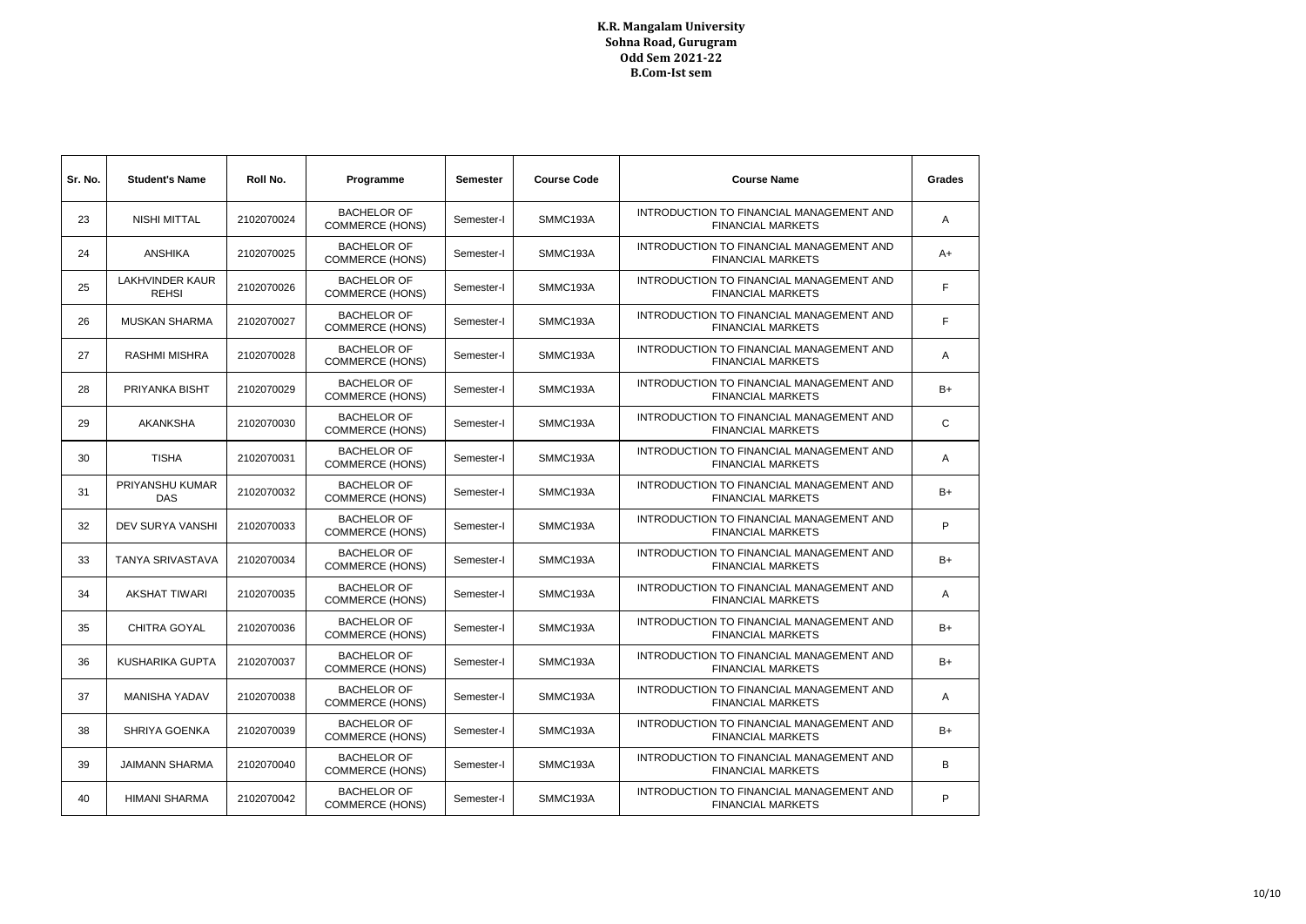**K.R. Mangalam University**
**Sohna Road, Gurugram**
**Odd Sem 2021-22**
**B.Com-Ist sem**

| Sr. No. | Student's Name | Roll No. | Programme | Semester | Course Code | Course Name | Grades |
|---|---|---|---|---|---|---|---|
| 23 | NISHI MITTAL | 2102070024 | BACHELOR OF COMMERCE (HONS) | Semester-I | SMMC193A | INTRODUCTION TO FINANCIAL MANAGEMENT AND FINANCIAL MARKETS | A |
| 24 | ANSHIKA | 2102070025 | BACHELOR OF COMMERCE (HONS) | Semester-I | SMMC193A | INTRODUCTION TO FINANCIAL MANAGEMENT AND FINANCIAL MARKETS | A+ |
| 25 | LAKHVINDER KAUR REHSI | 2102070026 | BACHELOR OF COMMERCE (HONS) | Semester-I | SMMC193A | INTRODUCTION TO FINANCIAL MANAGEMENT AND FINANCIAL MARKETS | F |
| 26 | MUSKAN SHARMA | 2102070027 | BACHELOR OF COMMERCE (HONS) | Semester-I | SMMC193A | INTRODUCTION TO FINANCIAL MANAGEMENT AND FINANCIAL MARKETS | F |
| 27 | RASHMI MISHRA | 2102070028 | BACHELOR OF COMMERCE (HONS) | Semester-I | SMMC193A | INTRODUCTION TO FINANCIAL MANAGEMENT AND FINANCIAL MARKETS | A |
| 28 | PRIYANKA BISHT | 2102070029 | BACHELOR OF COMMERCE (HONS) | Semester-I | SMMC193A | INTRODUCTION TO FINANCIAL MANAGEMENT AND FINANCIAL MARKETS | B+ |
| 29 | AKANKSHA | 2102070030 | BACHELOR OF COMMERCE (HONS) | Semester-I | SMMC193A | INTRODUCTION TO FINANCIAL MANAGEMENT AND FINANCIAL MARKETS | C |
| 30 | TISHA | 2102070031 | BACHELOR OF COMMERCE (HONS) | Semester-I | SMMC193A | INTRODUCTION TO FINANCIAL MANAGEMENT AND FINANCIAL MARKETS | A |
| 31 | PRIYANSHU KUMAR DAS | 2102070032 | BACHELOR OF COMMERCE (HONS) | Semester-I | SMMC193A | INTRODUCTION TO FINANCIAL MANAGEMENT AND FINANCIAL MARKETS | B+ |
| 32 | DEV SURYA VANSHI | 2102070033 | BACHELOR OF COMMERCE (HONS) | Semester-I | SMMC193A | INTRODUCTION TO FINANCIAL MANAGEMENT AND FINANCIAL MARKETS | P |
| 33 | TANYA SRIVASTAVA | 2102070034 | BACHELOR OF COMMERCE (HONS) | Semester-I | SMMC193A | INTRODUCTION TO FINANCIAL MANAGEMENT AND FINANCIAL MARKETS | B+ |
| 34 | AKSHAT TIWARI | 2102070035 | BACHELOR OF COMMERCE (HONS) | Semester-I | SMMC193A | INTRODUCTION TO FINANCIAL MANAGEMENT AND FINANCIAL MARKETS | A |
| 35 | CHITRA GOYAL | 2102070036 | BACHELOR OF COMMERCE (HONS) | Semester-I | SMMC193A | INTRODUCTION TO FINANCIAL MANAGEMENT AND FINANCIAL MARKETS | B+ |
| 36 | KUSHARIKA GUPTA | 2102070037 | BACHELOR OF COMMERCE (HONS) | Semester-I | SMMC193A | INTRODUCTION TO FINANCIAL MANAGEMENT AND FINANCIAL MARKETS | B+ |
| 37 | MANISHA YADAV | 2102070038 | BACHELOR OF COMMERCE (HONS) | Semester-I | SMMC193A | INTRODUCTION TO FINANCIAL MANAGEMENT AND FINANCIAL MARKETS | A |
| 38 | SHRIYA GOENKA | 2102070039 | BACHELOR OF COMMERCE (HONS) | Semester-I | SMMC193A | INTRODUCTION TO FINANCIAL MANAGEMENT AND FINANCIAL MARKETS | B+ |
| 39 | JAIMANN SHARMA | 2102070040 | BACHELOR OF COMMERCE (HONS) | Semester-I | SMMC193A | INTRODUCTION TO FINANCIAL MANAGEMENT AND FINANCIAL MARKETS | B |
| 40 | HIMANI SHARMA | 2102070042 | BACHELOR OF COMMERCE (HONS) | Semester-I | SMMC193A | INTRODUCTION TO FINANCIAL MANAGEMENT AND FINANCIAL MARKETS | P |